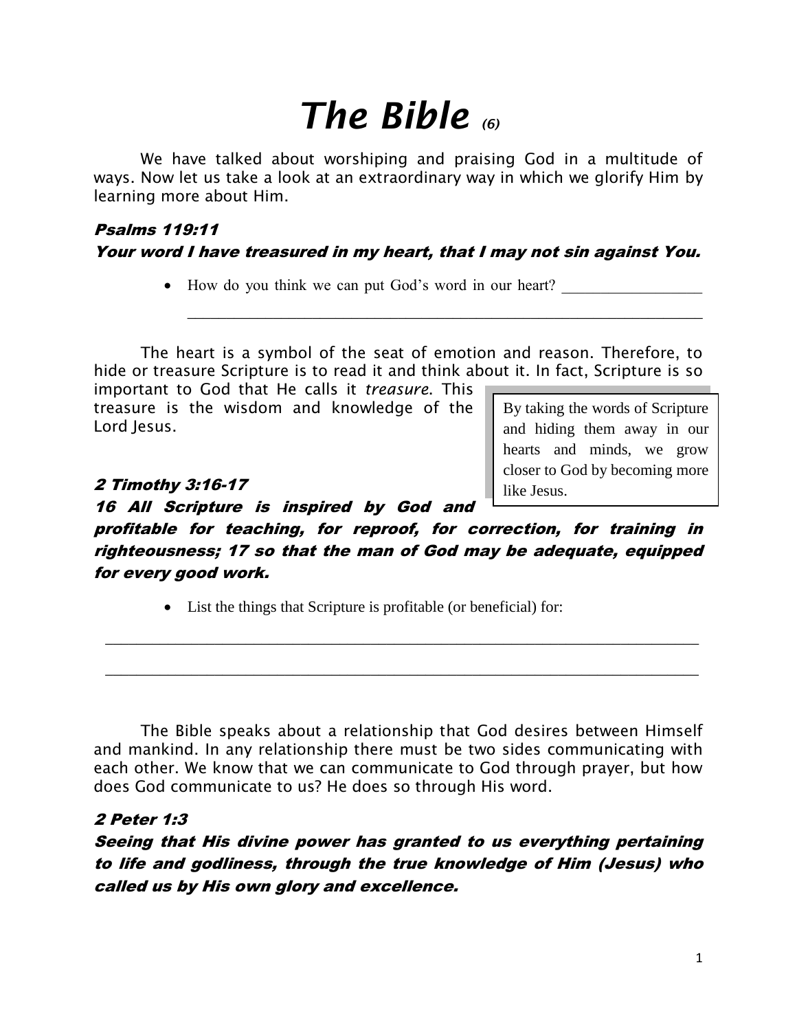# *The Bible* *(6)*

We have talked about worshiping and praising God in a multitude of ways. Now let us take a look at an extraordinary way in which we glorify Him by learning more about Him.

***Psalms 119:11***
***Your word I have treasured in my heart, that I may not sin against You.***

- How do you think we can put God's word in our heart? __________________
  ________________________________________________________________

The heart is a symbol of the seat of emotion and reason. Therefore, to hide or treasure Scripture is to read it and think about it. In fact, Scripture is so important to God that He calls it *treasure*. This treasure is the wisdom and knowledge of the Lord Jesus.

> By taking the words of Scripture and hiding them away in our hearts and minds, we grow closer to God by becoming more like Jesus.

***2 Timothy 3:16-17***
***16 All Scripture is inspired by God and profitable for teaching, for reproof, for correction, for training in righteousness; 17 so that the man of God may be adequate, equipped for every good work.***

- List the things that Scripture is profitable (or beneficial) for:

________________________________________________________________

________________________________________________________________

The Bible speaks about a relationship that God desires between Himself and mankind. In any relationship there must be two sides communicating with each other. We know that we can communicate to God through prayer, but how does God communicate to us? He does so through His word.

***2 Peter 1:3***
***Seeing that His divine power has granted to us everything pertaining to life and godliness, through the true knowledge of Him (Jesus) who called us by His own glory and excellence.***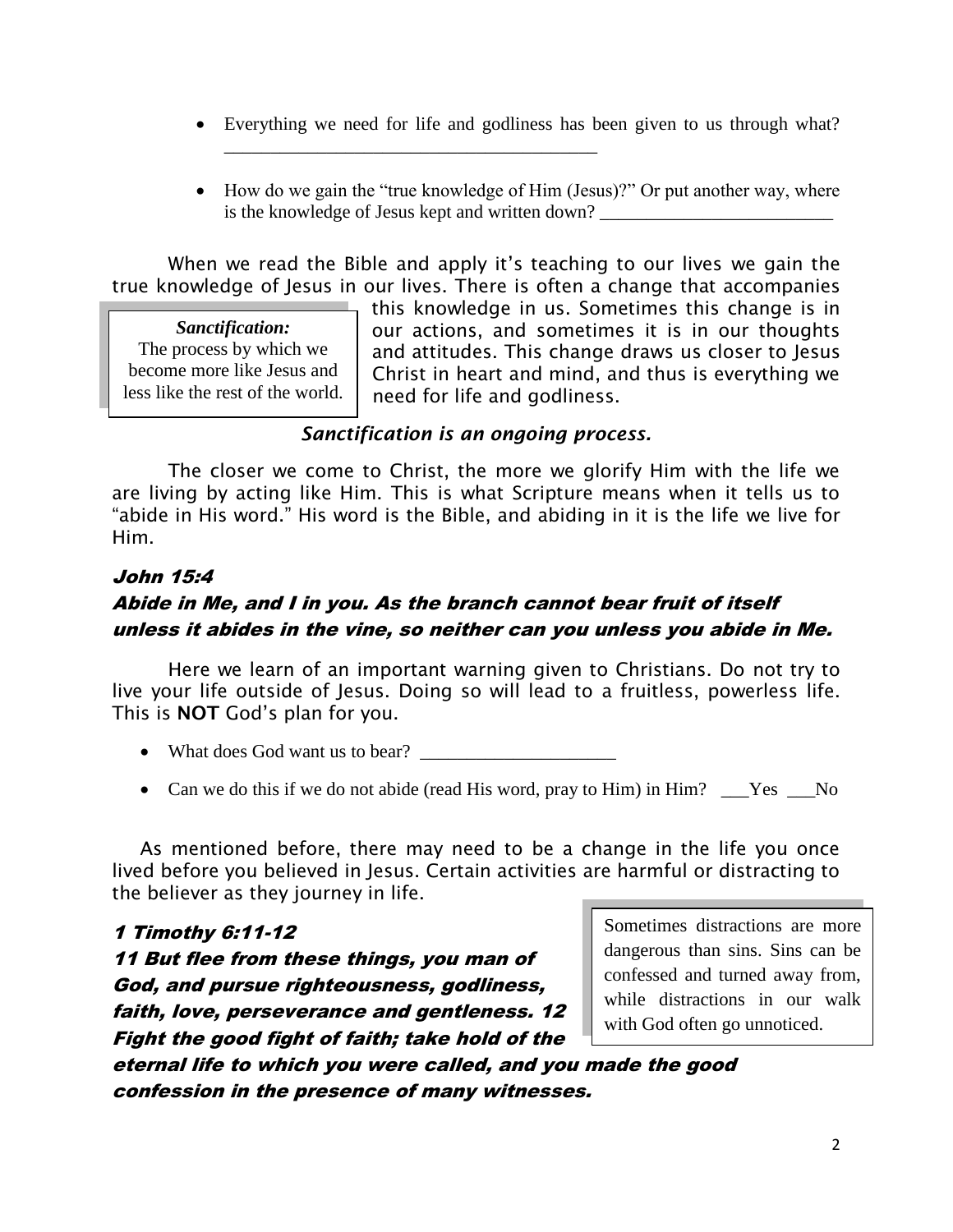- Everything we need for life and godliness has been given to us through what? _______________________________________
- How do we gain the "true knowledge of Him (Jesus)?" Or put another way, where is the knowledge of Jesus kept and written down? _________________________

When we read the Bible and apply it's teaching to our lives we gain the true knowledge of Jesus in our lives. There is often a change that accompanies this knowledge in us. Sometimes this change is in our actions, and sometimes it is in our thoughts and attitudes. This change draws us closer to Jesus Christ in heart and mind, and thus is everything we need for life and godliness.

> ***Sanctification:***
> The process by which we become more like Jesus and less like the rest of the world.

***Sanctification is an ongoing process.***

The closer we come to Christ, the more we glorify Him with the life we are living by acting like Him. This is what Scripture means when it tells us to "abide in His word." His word is the Bible, and abiding in it is the life we live for Him.

***John 15:4***

***Abide in Me, and I in you. As the branch cannot bear fruit of itself unless it abides in the vine, so neither can you unless you abide in Me.***

Here we learn of an important warning given to Christians. Do not try to live your life outside of Jesus. Doing so will lead to a fruitless, powerless life. This is **NOT** God's plan for you.

- What does God want us to bear? _____________________
- Can we do this if we do not abide (read His word, pray to Him) in Him? ___Yes ___No

As mentioned before, there may need to be a change in the life you once lived before you believed in Jesus. Certain activities are harmful or distracting to the believer as they journey in life.

***1 Timothy 6:11-12***

***11 But flee from these things, you man of God, and pursue righteousness, godliness, faith, love, perseverance and gentleness. 12 Fight the good fight of faith; take hold of the eternal life to which you were called, and you made the good confession in the presence of many witnesses.***

> Sometimes distractions are more dangerous than sins. Sins can be confessed and turned away from, while distractions in our walk with God often go unnoticed.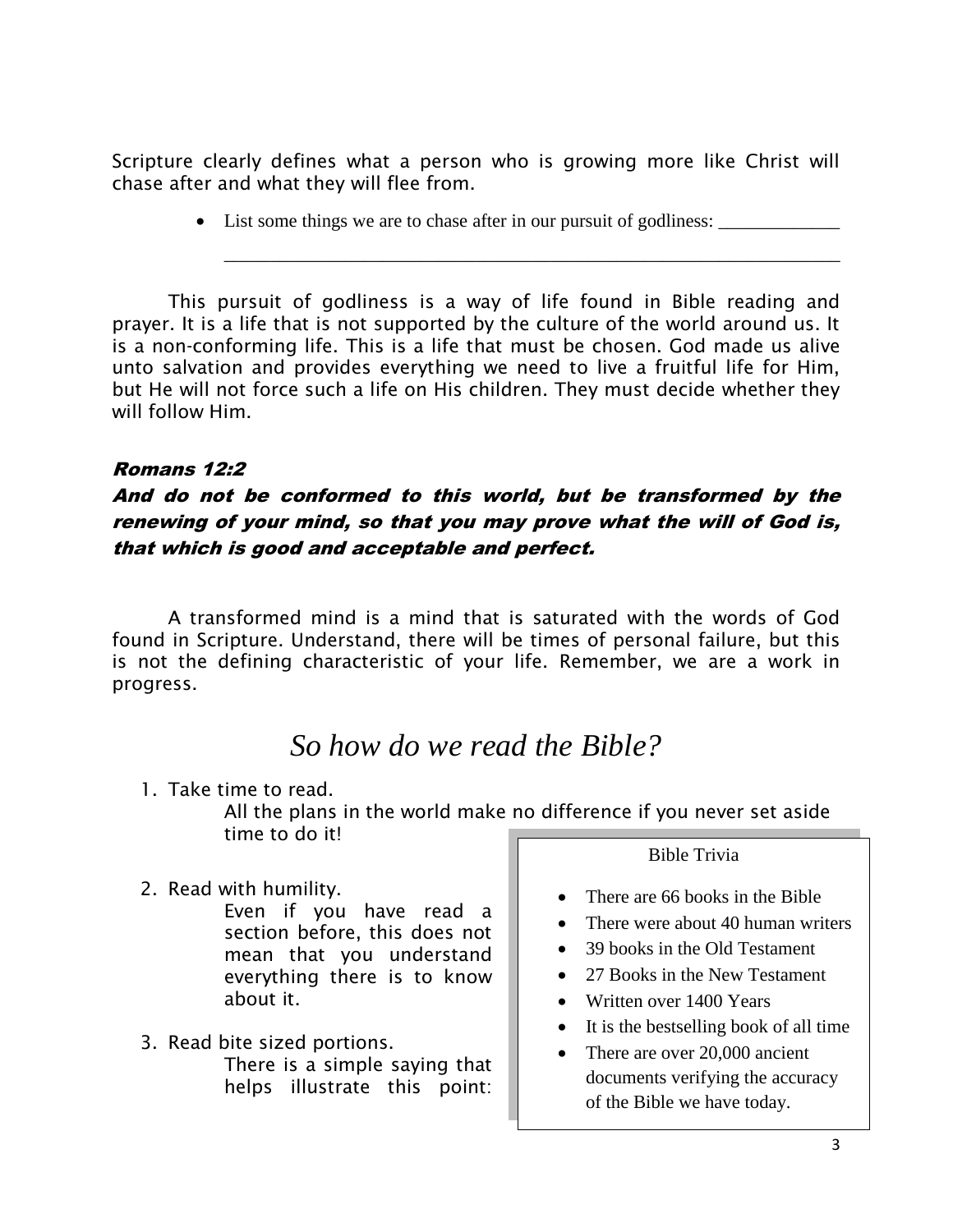Scripture clearly defines what a person who is growing more like Christ will chase after and what they will flee from.

- List some things we are to chase after in our pursuit of godliness: _____________
  _________________________________________________________________

This pursuit of godliness is a way of life found in Bible reading and prayer. It is a life that is not supported by the culture of the world around us. It is a non-conforming life. This is a life that must be chosen. God made us alive unto salvation and provides everything we need to live a fruitful life for Him, but He will not force such a life on His children. They must decide whether they will follow Him.

***Romans 12:2***

***And do not be conformed to this world, but be transformed by the renewing of your mind, so that you may prove what the will of God is, that which is good and acceptable and perfect.***

A transformed mind is a mind that is saturated with the words of God found in Scripture. Understand, there will be times of personal failure, but this is not the defining characteristic of your life. Remember, we are a work in progress.

## *So how do we read the Bible?*

1. Take time to read.
   All the plans in the world make no difference if you never set aside time to do it!

2. Read with humility.
   Even if you have read a section before, this does not mean that you understand everything there is to know about it.

3. Read bite sized portions.
   There is a simple saying that helps illustrate this point:

> Bible Trivia
>
> - There are 66 books in the Bible
> - There were about 40 human writers
> - 39 books in the Old Testament
> - 27 Books in the New Testament
> - Written over 1400 Years
> - It is the bestselling book of all time
> - There are over 20,000 ancient documents verifying the accuracy of the Bible we have today.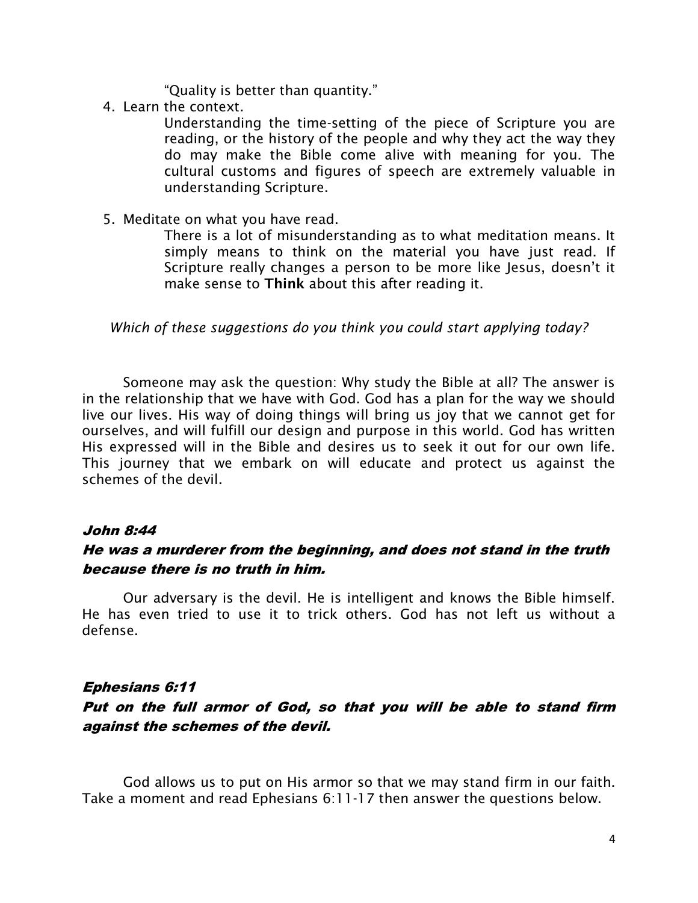"Quality is better than quantity."

4. Learn the context.

   Understanding the time-setting of the piece of Scripture you are reading, or the history of the people and why they act the way they do may make the Bible come alive with meaning for you. The cultural customs and figures of speech are extremely valuable in understanding Scripture.

5. Meditate on what you have read.

   There is a lot of misunderstanding as to what meditation means. It simply means to think on the material you have just read. If Scripture really changes a person to be more like Jesus, doesn't it make sense to **Think** about this after reading it.

*Which of these suggestions do you think you could start applying today?*

Someone may ask the question: Why study the Bible at all? The answer is in the relationship that we have with God. God has a plan for the way we should live our lives. His way of doing things will bring us joy that we cannot get for ourselves, and will fulfill our design and purpose in this world. God has written His expressed will in the Bible and desires us to seek it out for our own life. This journey that we embark on will educate and protect us against the schemes of the devil.

***John 8:44***

***He was a murderer from the beginning, and does not stand in the truth because there is no truth in him.***

Our adversary is the devil. He is intelligent and knows the Bible himself. He has even tried to use it to trick others. God has not left us without a defense.

***Ephesians 6:11***

***Put on the full armor of God, so that you will be able to stand firm against the schemes of the devil.***

God allows us to put on His armor so that we may stand firm in our faith. Take a moment and read Ephesians 6:11-17 then answer the questions below.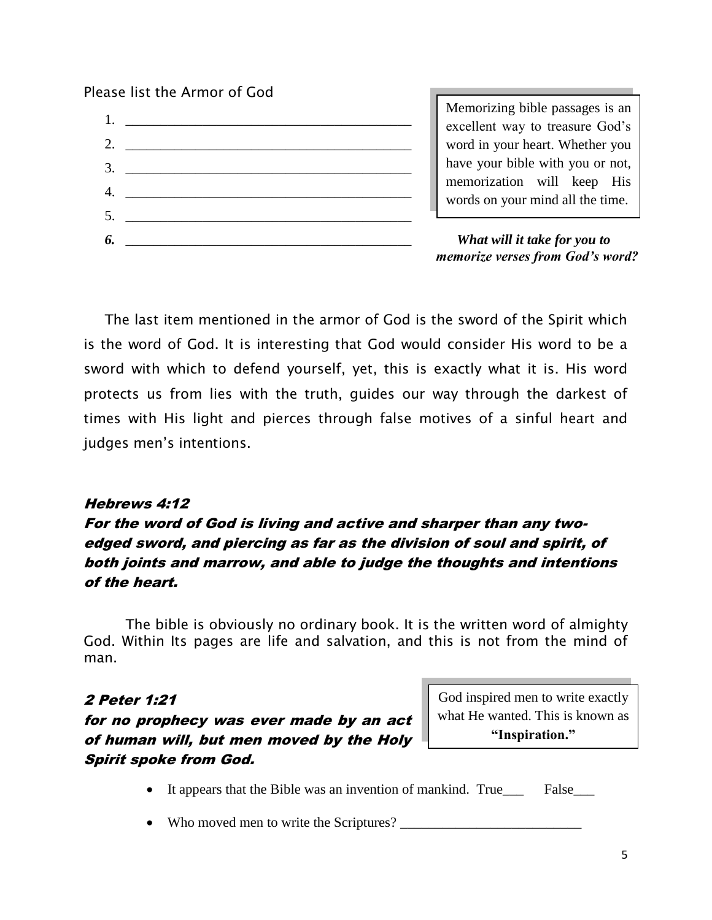Please list the Armor of God

1. ________________________________________
2. ________________________________________
3. ________________________________________
4. ________________________________________
5. ________________________________________
6. ________________________________________

> Memorizing bible passages is an excellent way to treasure God's word in your heart. Whether you have your bible with you or not, memorization will keep His words on your mind all the time.

***What will it take for you to memorize verses from God's word?***

The last item mentioned in the armor of God is the sword of the Spirit which is the word of God. It is interesting that God would consider His word to be a sword with which to defend yourself, yet, this is exactly what it is. His word protects us from lies with the truth, guides our way through the darkest of times with His light and pierces through false motives of a sinful heart and judges men's intentions.

***Hebrews 4:12***
***For the word of God is living and active and sharper than any two-edged sword, and piercing as far as the division of soul and spirit, of both joints and marrow, and able to judge the thoughts and intentions of the heart.***

The bible is obviously no ordinary book. It is the written word of almighty God. Within Its pages are life and salvation, and this is not from the mind of man.

***2 Peter 1:21***
***for no prophecy was ever made by an act of human will, but men moved by the Holy Spirit spoke from God.***

> God inspired men to write exactly what He wanted. This is known as **"Inspiration."**

- It appears that the Bible was an invention of mankind. True___ False___
- Who moved men to write the Scriptures? __________________________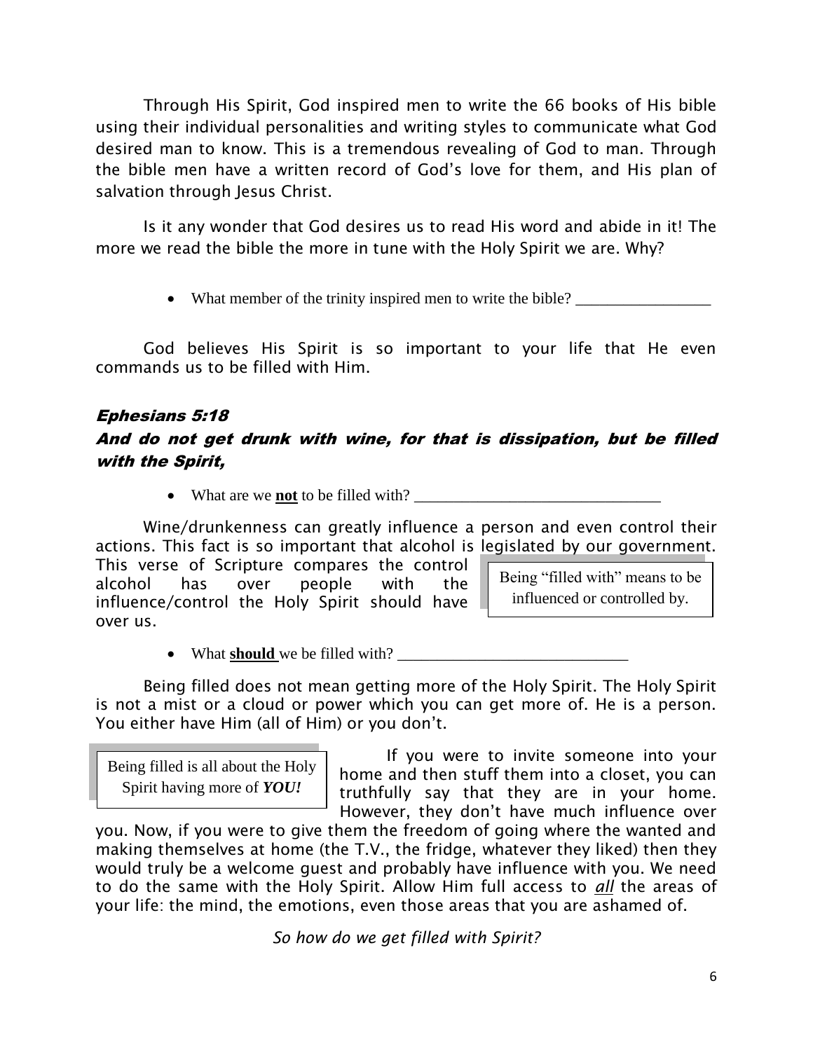Through His Spirit, God inspired men to write the 66 books of His bible using their individual personalities and writing styles to communicate what God desired man to know. This is a tremendous revealing of God to man. Through the bible men have a written record of God's love for them, and His plan of salvation through Jesus Christ.

Is it any wonder that God desires us to read His word and abide in it! The more we read the bible the more in tune with the Holy Spirit we are. Why?

- What member of the trinity inspired men to write the bible? _________________

God believes His Spirit is so important to your life that He even commands us to be filled with Him.

***Ephesians 5:18***

***And do not get drunk with wine, for that is dissipation, but be filled with the Spirit,***

- What are we **not** to be filled with? _______________________________

Wine/drunkenness can greatly influence a person and even control their actions. This fact is so important that alcohol is legislated by our government. This verse of Scripture compares the control alcohol has over people with the influence/control the Holy Spirit should have over us.

> Being "filled with" means to be influenced or controlled by.

- What **should** we be filled with? _____________________________

Being filled does not mean getting more of the Holy Spirit. The Holy Spirit is not a mist or a cloud or power which you can get more of. He is a person. You either have Him (all of Him) or you don't.

> Being filled is all about the Holy Spirit having more of ***YOU!***

If you were to invite someone into your home and then stuff them into a closet, you can truthfully say that they are in your home. However, they don't have much influence over you. Now, if you were to give them the freedom of going where the wanted and making themselves at home (the T.V., the fridge, whatever they liked) then they would truly be a welcome guest and probably have influence with you. We need to do the same with the Holy Spirit. Allow Him full access to ***all*** the areas of your life: the mind, the emotions, even those areas that you are ashamed of.

*So how do we get filled with Spirit?*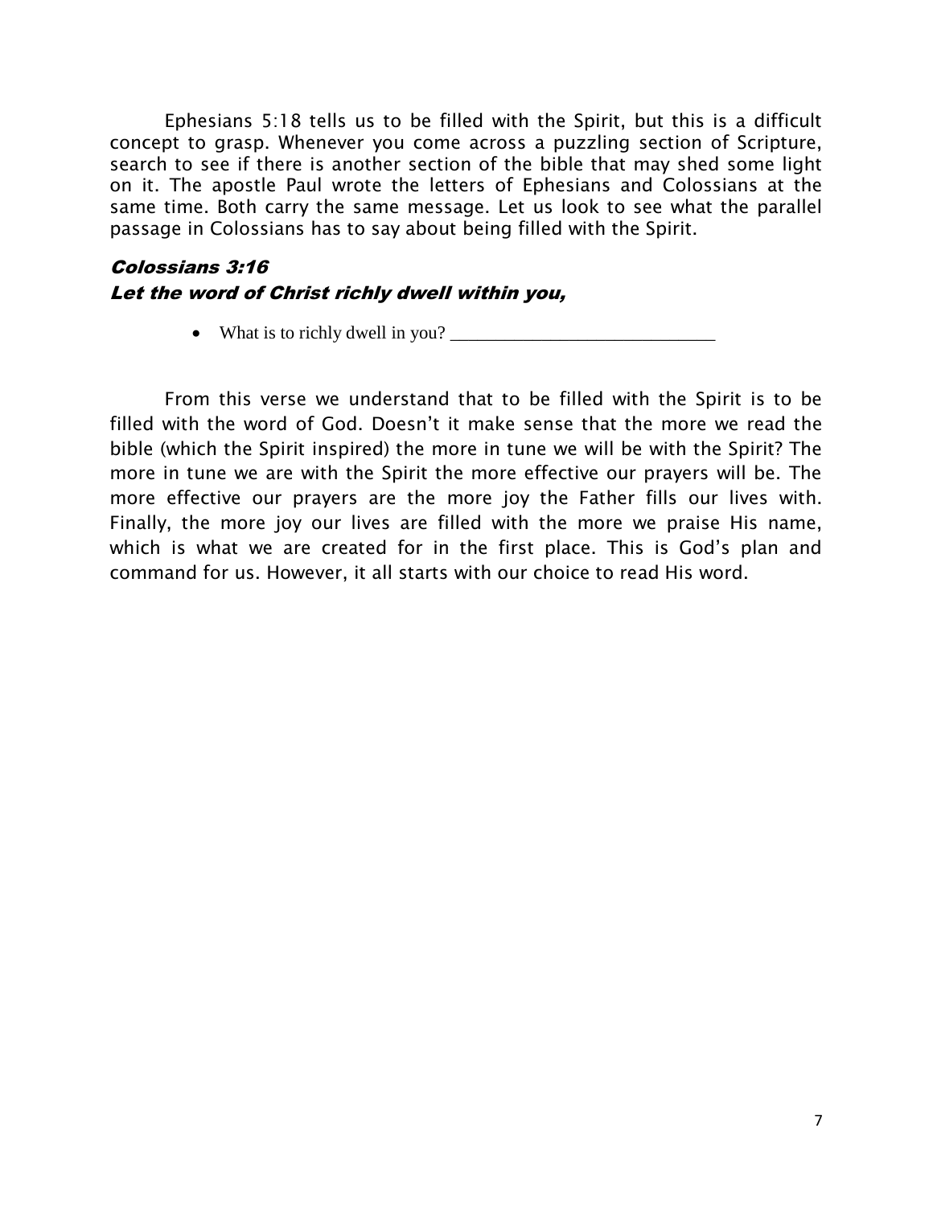Ephesians 5:18 tells us to be filled with the Spirit, but this is a difficult concept to grasp. Whenever you come across a puzzling section of Scripture, search to see if there is another section of the bible that may shed some light on it. The apostle Paul wrote the letters of Ephesians and Colossians at the same time. Both carry the same message. Let us look to see what the parallel passage in Colossians has to say about being filled with the Spirit.

***Colossians 3:16***
***Let the word of Christ richly dwell within you,***

- What is to richly dwell in you? ____________________________

From this verse we understand that to be filled with the Spirit is to be filled with the word of God. Doesn't it make sense that the more we read the bible (which the Spirit inspired) the more in tune we will be with the Spirit? The more in tune we are with the Spirit the more effective our prayers will be. The more effective our prayers are the more joy the Father fills our lives with. Finally, the more joy our lives are filled with the more we praise His name, which is what we are created for in the first place. This is God's plan and command for us. However, it all starts with our choice to read His word.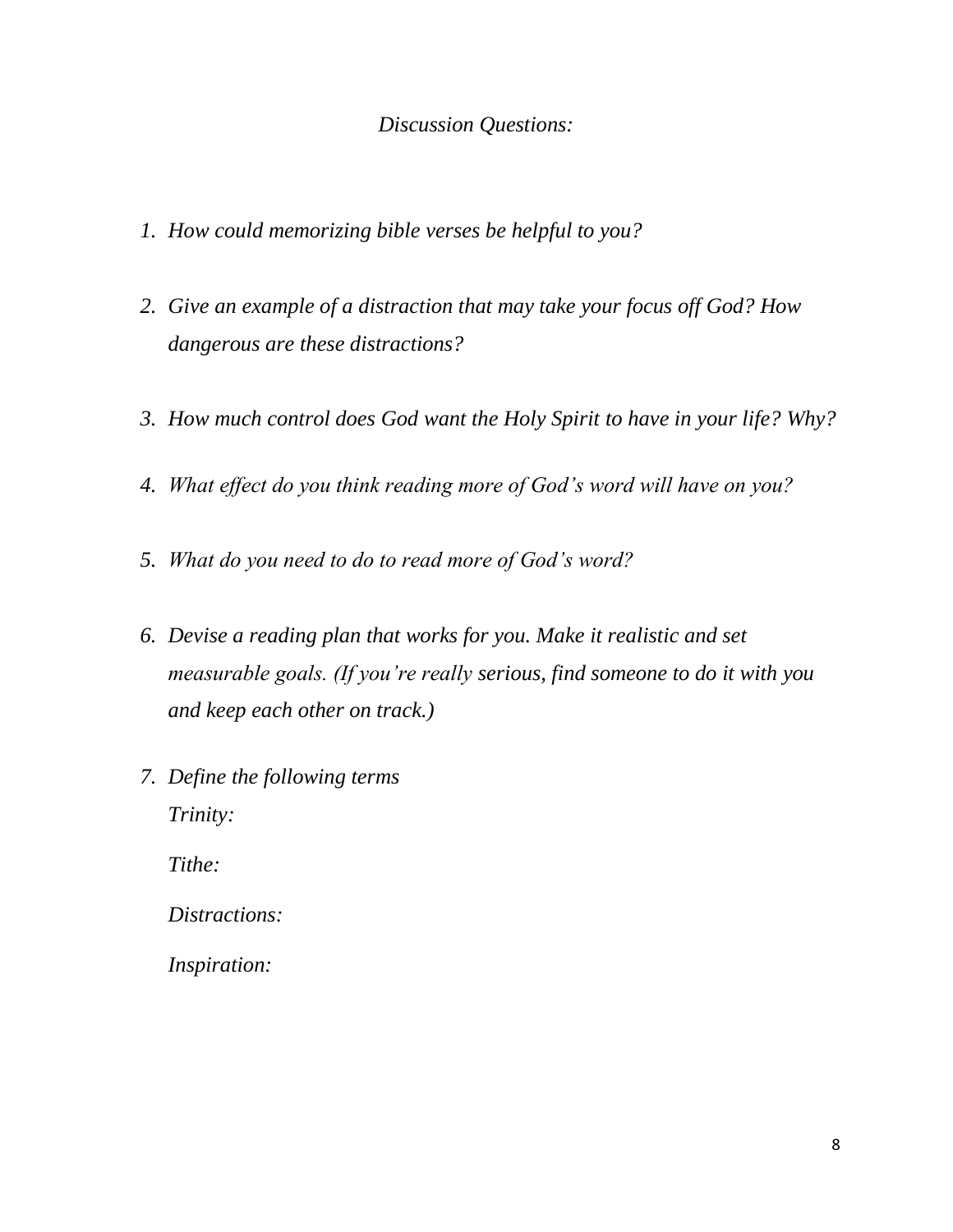*Discussion Questions:*

1. *How could memorizing bible verses be helpful to you?*

2. *Give an example of a distraction that may take your focus off God? How dangerous are these distractions?*

3. *How much control does God want the Holy Spirit to have in your life? Why?*

4. *What effect do you think reading more of God's word will have on you?*

5. *What do you need to do to read more of God's word?*

6. *Devise a reading plan that works for you. Make it realistic and set measurable goals. (If you're really serious, find someone to do it with you and keep each other on track.)*

7. *Define the following terms*

   *Trinity:*

   *Tithe:*

   *Distractions:*

   *Inspiration:*